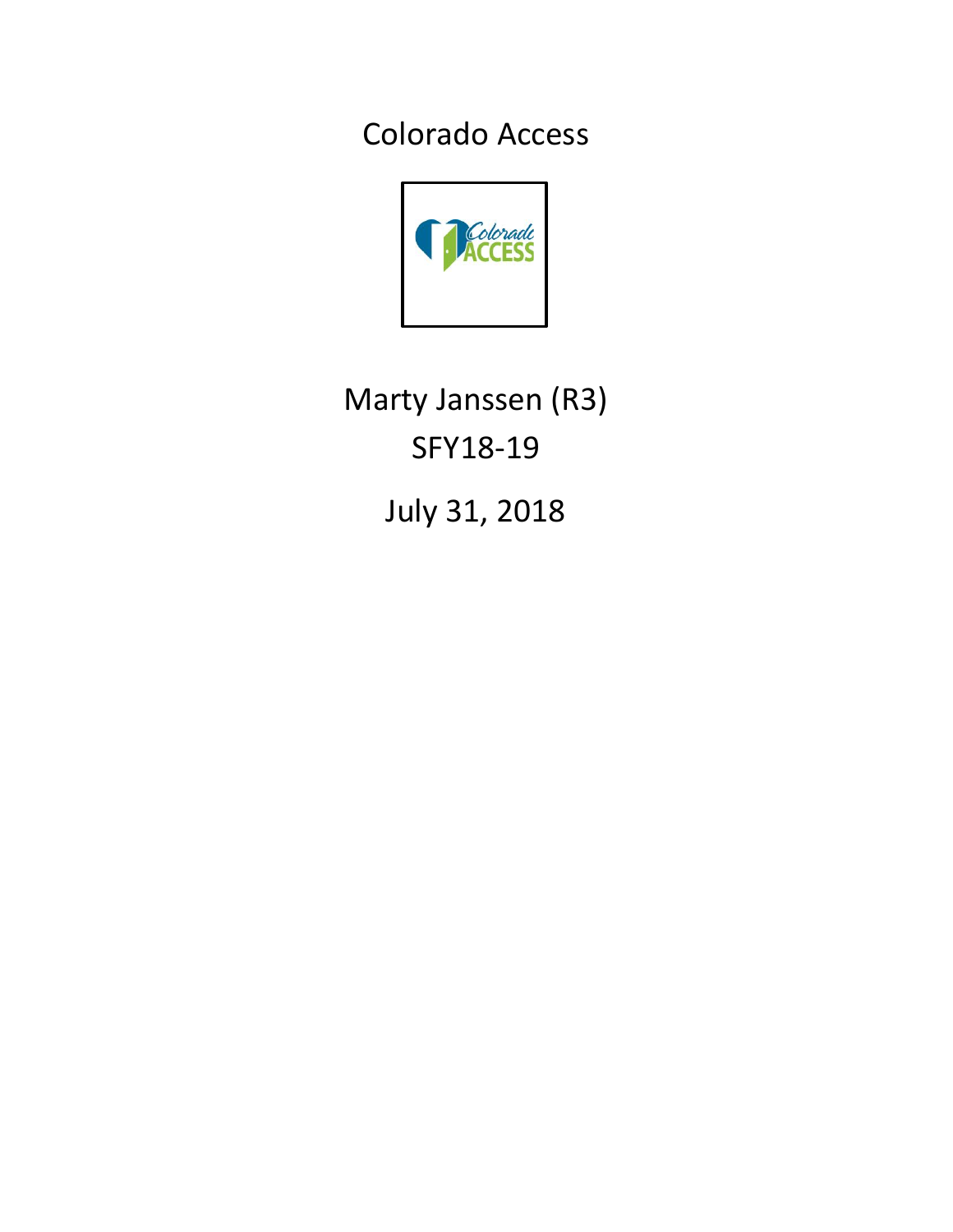# Colorado Access

Marty Janssen (R3)

SFY18-19

July 31, 2018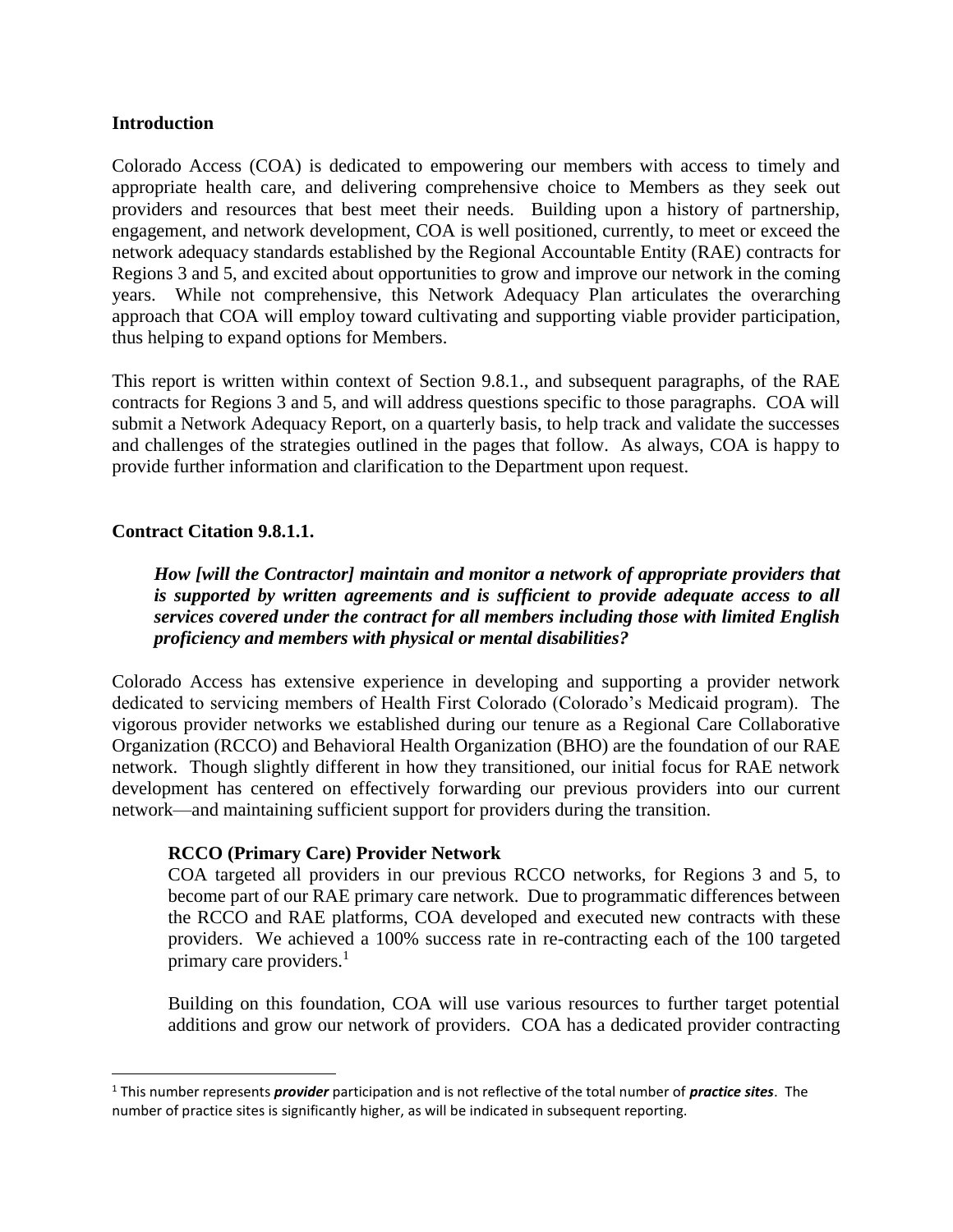## Introduction

Colorado Access (COA) is dedicated to empowering our members with access to timely and appropriate health care, and delivering comprehensive choice to Members as they seek out providers and resources that best meet their needs. Building upon a history of partnership, engagement, and network development, COA is well positioned, currently, to meet or exceed the network adequacy standards established by the Regional Accountable Entity (RAE) contracts for Regions 3 and 5, and excited about opportunities to grow and improve our network in the coming years. While not comprehensive, this Network Adequacy Plan articulates the overarching approach that COA will employ toward cultivating and supporting viable provider participation, thus helping to expand options for Members.

This report is written within context of Section 9.8.1., and subsequent paragraphs, of the RAE contracts for Regions 3 and 5, and will address questions specific to those paragraphs. COA will submit a Network Adequacy Report, on a quarterly basis, to help track and validate the successes and challenges of the strategies outlined in the pages that follow. As always, COA is happy to provide further information and clarification to the Department upon request.

## Contract Citation 9.8.1.1.

> ***How [will the Contractor] maintain and monitor a network of appropriate providers that is supported by written agreements and is sufficient to provide adequate access to all services covered under the contract for all members including those with limited English proficiency and members with physical or mental disabilities?***

Colorado Access has extensive experience in developing and supporting a provider network dedicated to servicing members of Health First Colorado (Colorado's Medicaid program). The vigorous provider networks we established during our tenure as a Regional Care Collaborative Organization (RCCO) and Behavioral Health Organization (BHO) are the foundation of our RAE network. Though slightly different in how they transitioned, our initial focus for RAE network development has centered on effectively forwarding our previous providers into our current network—and maintaining sufficient support for providers during the transition.

### RCCO (Primary Care) Provider Network

COA targeted all providers in our previous RCCO networks, for Regions 3 and 5, to become part of our RAE primary care network. Due to programmatic differences between the RCCO and RAE platforms, COA developed and executed new contracts with these providers. We achieved a 100% success rate in re-contracting each of the 100 targeted primary care providers.[1]

Building on this foundation, COA will use various resources to further target potential additions and grow our network of providers. COA has a dedicated provider contracting

---

[1] This number represents ***provider*** participation and is not reflective of the total number of ***practice sites***. The number of practice sites is significantly higher, as will be indicated in subsequent reporting.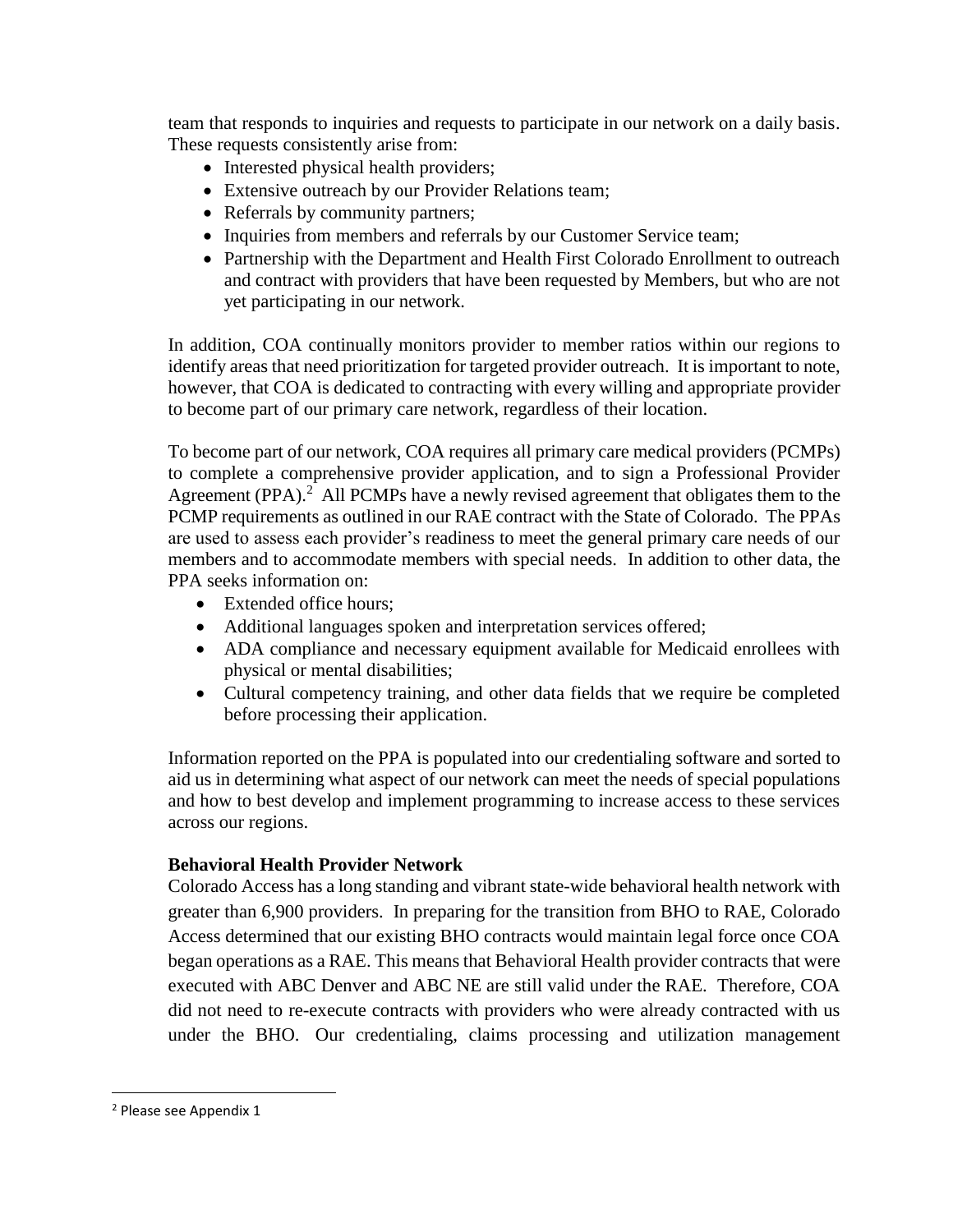team that responds to inquiries and requests to participate in our network on a daily basis. These requests consistently arise from:

- Interested physical health providers;
- Extensive outreach by our Provider Relations team;
- Referrals by community partners;
- Inquiries from members and referrals by our Customer Service team;
- Partnership with the Department and Health First Colorado Enrollment to outreach and contract with providers that have been requested by Members, but who are not yet participating in our network.

In addition, COA continually monitors provider to member ratios within our regions to identify areas that need prioritization for targeted provider outreach. It is important to note, however, that COA is dedicated to contracting with every willing and appropriate provider to become part of our primary care network, regardless of their location.

To become part of our network, COA requires all primary care medical providers (PCMPs) to complete a comprehensive provider application, and to sign a Professional Provider Agreement (PPA).[2] All PCMPs have a newly revised agreement that obligates them to the PCMP requirements as outlined in our RAE contract with the State of Colorado. The PPAs are used to assess each provider's readiness to meet the general primary care needs of our members and to accommodate members with special needs. In addition to other data, the PPA seeks information on:

- Extended office hours;
- Additional languages spoken and interpretation services offered;
- ADA compliance and necessary equipment available for Medicaid enrollees with physical or mental disabilities;
- Cultural competency training, and other data fields that we require be completed before processing their application.

Information reported on the PPA is populated into our credentialing software and sorted to aid us in determining what aspect of our network can meet the needs of special populations and how to best develop and implement programming to increase access to these services across our regions.

**Behavioral Health Provider Network**

Colorado Access has a long standing and vibrant state-wide behavioral health network with greater than 6,900 providers. In preparing for the transition from BHO to RAE, Colorado Access determined that our existing BHO contracts would maintain legal force once COA began operations as a RAE. This means that Behavioral Health provider contracts that were executed with ABC Denver and ABC NE are still valid under the RAE. Therefore, COA did not need to re-execute contracts with providers who were already contracted with us under the BHO. Our credentialing, claims processing and utilization management

---

[2] Please see Appendix 1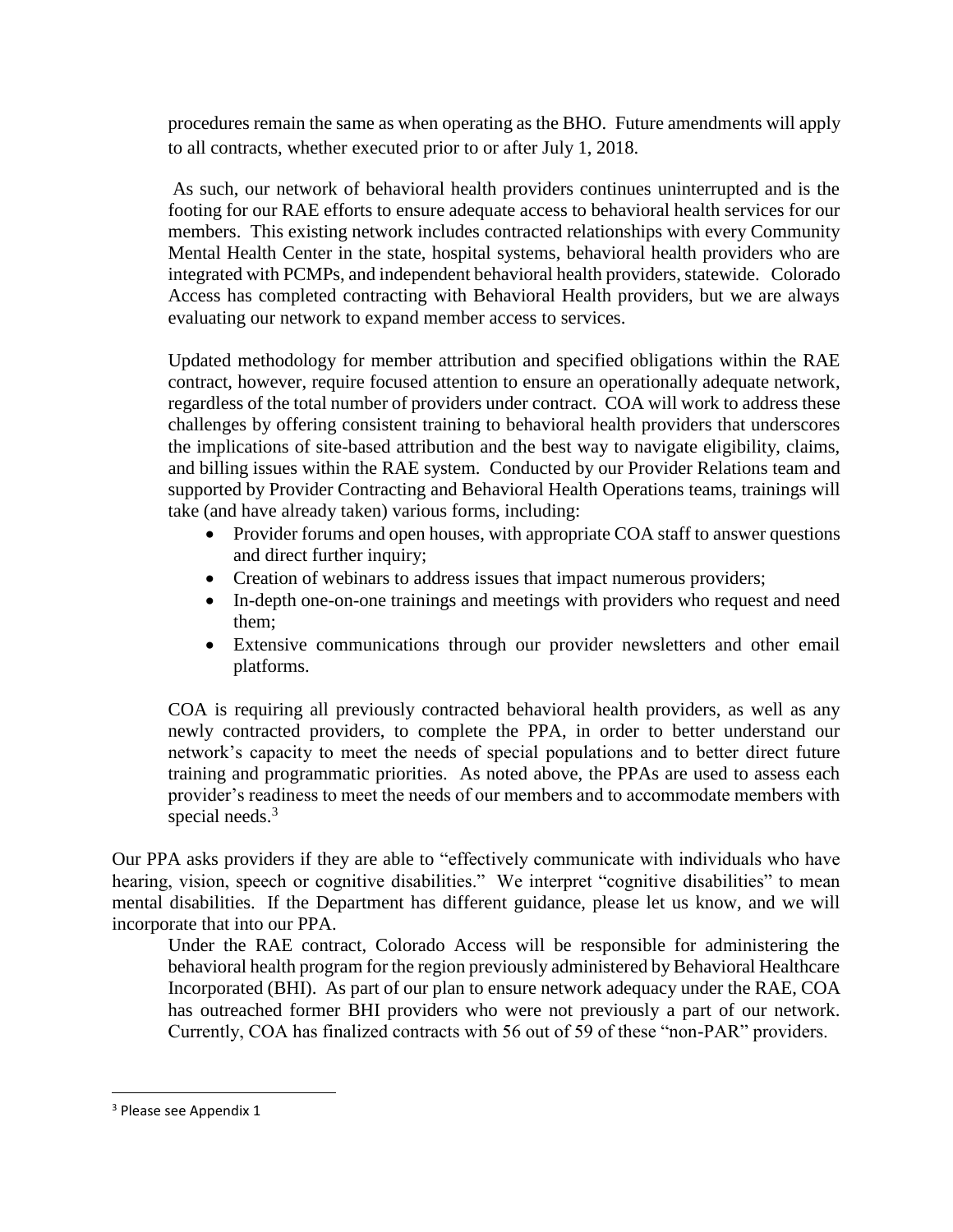procedures remain the same as when operating as the BHO. Future amendments will apply to all contracts, whether executed prior to or after July 1, 2018.

As such, our network of behavioral health providers continues uninterrupted and is the footing for our RAE efforts to ensure adequate access to behavioral health services for our members. This existing network includes contracted relationships with every Community Mental Health Center in the state, hospital systems, behavioral health providers who are integrated with PCMPs, and independent behavioral health providers, statewide. Colorado Access has completed contracting with Behavioral Health providers, but we are always evaluating our network to expand member access to services.

Updated methodology for member attribution and specified obligations within the RAE contract, however, require focused attention to ensure an operationally adequate network, regardless of the total number of providers under contract. COA will work to address these challenges by offering consistent training to behavioral health providers that underscores the implications of site-based attribution and the best way to navigate eligibility, claims, and billing issues within the RAE system. Conducted by our Provider Relations team and supported by Provider Contracting and Behavioral Health Operations teams, trainings will take (and have already taken) various forms, including:

- Provider forums and open houses, with appropriate COA staff to answer questions and direct further inquiry;
- Creation of webinars to address issues that impact numerous providers;
- In-depth one-on-one trainings and meetings with providers who request and need them;
- Extensive communications through our provider newsletters and other email platforms.

COA is requiring all previously contracted behavioral health providers, as well as any newly contracted providers, to complete the PPA, in order to better understand our network's capacity to meet the needs of special populations and to better direct future training and programmatic priorities. As noted above, the PPAs are used to assess each provider's readiness to meet the needs of our members and to accommodate members with special needs.[3]

Our PPA asks providers if they are able to "effectively communicate with individuals who have hearing, vision, speech or cognitive disabilities." We interpret "cognitive disabilities" to mean mental disabilities. If the Department has different guidance, please let us know, and we will incorporate that into our PPA.

Under the RAE contract, Colorado Access will be responsible for administering the behavioral health program for the region previously administered by Behavioral Healthcare Incorporated (BHI). As part of our plan to ensure network adequacy under the RAE, COA has outreached former BHI providers who were not previously a part of our network. Currently, COA has finalized contracts with 56 out of 59 of these "non-PAR" providers.

[3] Please see Appendix 1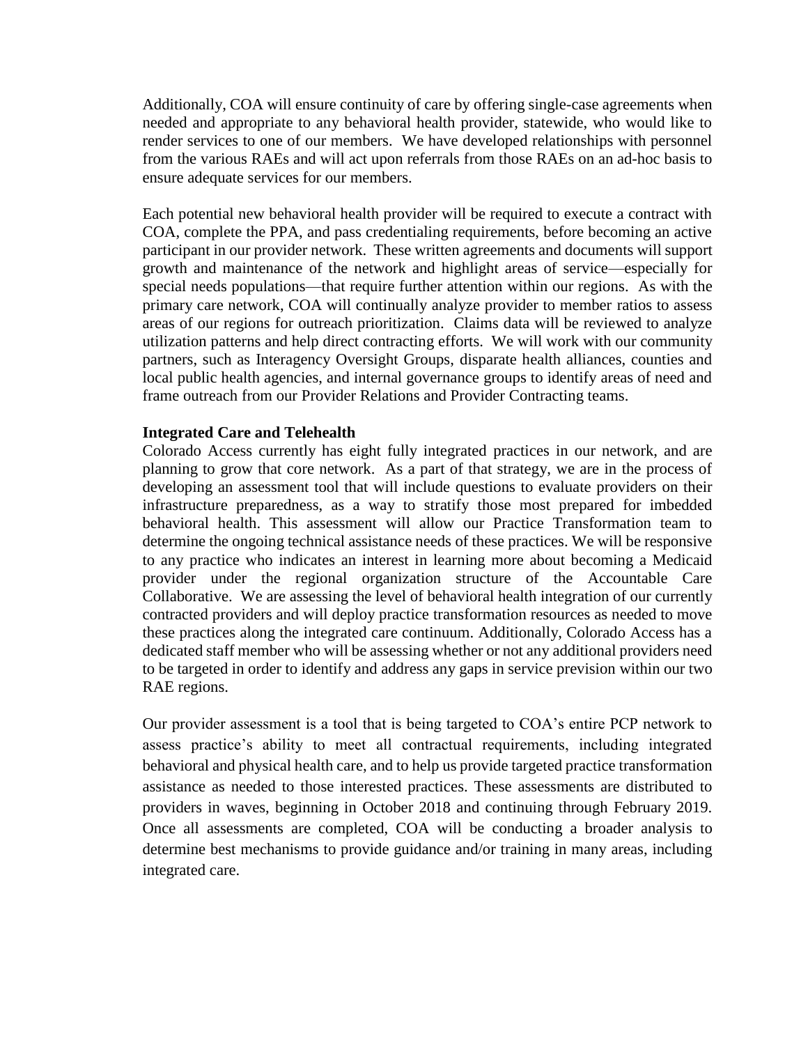Additionally, COA will ensure continuity of care by offering single-case agreements when needed and appropriate to any behavioral health provider, statewide, who would like to render services to one of our members. We have developed relationships with personnel from the various RAEs and will act upon referrals from those RAEs on an ad-hoc basis to ensure adequate services for our members.

Each potential new behavioral health provider will be required to execute a contract with COA, complete the PPA, and pass credentialing requirements, before becoming an active participant in our provider network. These written agreements and documents will support growth and maintenance of the network and highlight areas of service—especially for special needs populations—that require further attention within our regions. As with the primary care network, COA will continually analyze provider to member ratios to assess areas of our regions for outreach prioritization. Claims data will be reviewed to analyze utilization patterns and help direct contracting efforts. We will work with our community partners, such as Interagency Oversight Groups, disparate health alliances, counties and local public health agencies, and internal governance groups to identify areas of need and frame outreach from our Provider Relations and Provider Contracting teams.

**Integrated Care and Telehealth**

Colorado Access currently has eight fully integrated practices in our network, and are planning to grow that core network. As a part of that strategy, we are in the process of developing an assessment tool that will include questions to evaluate providers on their infrastructure preparedness, as a way to stratify those most prepared for imbedded behavioral health. This assessment will allow our Practice Transformation team to determine the ongoing technical assistance needs of these practices. We will be responsive to any practice who indicates an interest in learning more about becoming a Medicaid provider under the regional organization structure of the Accountable Care Collaborative. We are assessing the level of behavioral health integration of our currently contracted providers and will deploy practice transformation resources as needed to move these practices along the integrated care continuum. Additionally, Colorado Access has a dedicated staff member who will be assessing whether or not any additional providers need to be targeted in order to identify and address any gaps in service prevision within our two RAE regions.

Our provider assessment is a tool that is being targeted to COA's entire PCP network to assess practice's ability to meet all contractual requirements, including integrated behavioral and physical health care, and to help us provide targeted practice transformation assistance as needed to those interested practices. These assessments are distributed to providers in waves, beginning in October 2018 and continuing through February 2019. Once all assessments are completed, COA will be conducting a broader analysis to determine best mechanisms to provide guidance and/or training in many areas, including integrated care.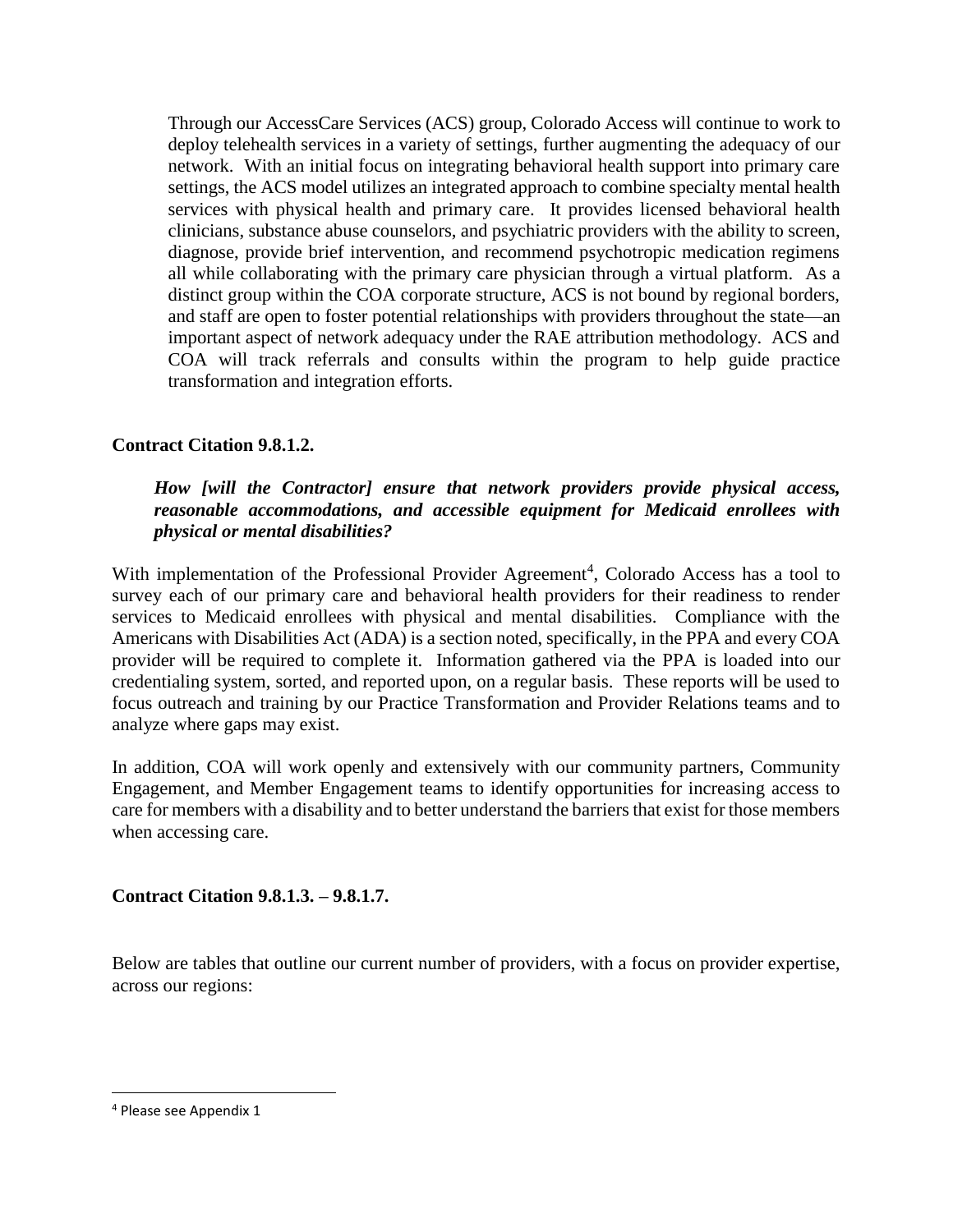Through our AccessCare Services (ACS) group, Colorado Access will continue to work to deploy telehealth services in a variety of settings, further augmenting the adequacy of our network. With an initial focus on integrating behavioral health support into primary care settings, the ACS model utilizes an integrated approach to combine specialty mental health services with physical health and primary care. It provides licensed behavioral health clinicians, substance abuse counselors, and psychiatric providers with the ability to screen, diagnose, provide brief intervention, and recommend psychotropic medication regimens all while collaborating with the primary care physician through a virtual platform. As a distinct group within the COA corporate structure, ACS is not bound by regional borders, and staff are open to foster potential relationships with providers throughout the state—an important aspect of network adequacy under the RAE attribution methodology. ACS and COA will track referrals and consults within the program to help guide practice transformation and integration efforts.

**Contract Citation 9.8.1.2.**

***How [will the Contractor] ensure that network providers provide physical access, reasonable accommodations, and accessible equipment for Medicaid enrollees with physical or mental disabilities?***

With implementation of the Professional Provider Agreement[4], Colorado Access has a tool to survey each of our primary care and behavioral health providers for their readiness to render services to Medicaid enrollees with physical and mental disabilities. Compliance with the Americans with Disabilities Act (ADA) is a section noted, specifically, in the PPA and every COA provider will be required to complete it. Information gathered via the PPA is loaded into our credentialing system, sorted, and reported upon, on a regular basis. These reports will be used to focus outreach and training by our Practice Transformation and Provider Relations teams and to analyze where gaps may exist.

In addition, COA will work openly and extensively with our community partners, Community Engagement, and Member Engagement teams to identify opportunities for increasing access to care for members with a disability and to better understand the barriers that exist for those members when accessing care.

**Contract Citation 9.8.1.3. – 9.8.1.7.**

Below are tables that outline our current number of providers, with a focus on provider expertise, across our regions:

[4] Please see Appendix 1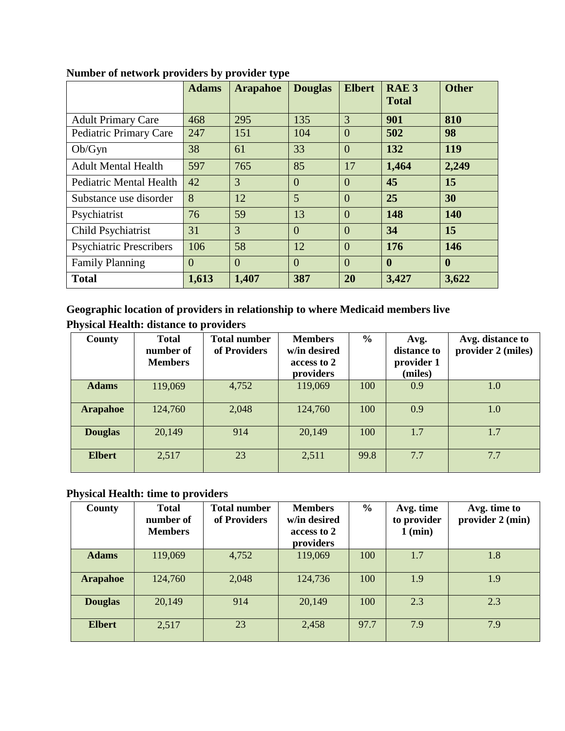**Number of network providers by provider type**

| | Adams | Arapahoe | Douglas | Elbert | RAE 3 Total | Other |
|---|---|---|---|---|---|---|
| Adult Primary Care | 468 | 295 | 135 | 3 | **901** | **810** |
| Pediatric Primary Care | 247 | 151 | 104 | 0 | **502** | **98** |
| Ob/Gyn | 38 | 61 | 33 | 0 | **132** | **119** |
| Adult Mental Health | 597 | 765 | 85 | 17 | **1,464** | **2,249** |
| Pediatric Mental Health | 42 | 3 | 0 | 0 | **45** | **15** |
| Substance use disorder | 8 | 12 | 5 | 0 | **25** | **30** |
| Psychiatrist | 76 | 59 | 13 | 0 | **148** | **140** |
| Child Psychiatrist | 31 | 3 | 0 | 0 | **34** | **15** |
| Psychiatric Prescribers | 106 | 58 | 12 | 0 | **176** | **146** |
| Family Planning | 0 | 0 | 0 | 0 | **0** | **0** |
| **Total** | **1,613** | **1,407** | **387** | **20** | **3,427** | **3,622** |

**Geographic location of providers in relationship to where Medicaid members live**

**Physical Health: distance to providers**

| County | Total number of Members | Total number of Providers | Members w/in desired access to 2 providers | % | Avg. distance to provider 1 (miles) | Avg. distance to provider 2 (miles) |
|---|---|---|---|---|---|---|
| **Adams** | 119,069 | 4,752 | 119,069 | 100 | 0.9 | 1.0 |
| **Arapahoe** | 124,760 | 2,048 | 124,760 | 100 | 0.9 | 1.0 |
| **Douglas** | 20,149 | 914 | 20,149 | 100 | 1.7 | 1.7 |
| **Elbert** | 2,517 | 23 | 2,511 | 99.8 | 7.7 | 7.7 |

**Physical Health: time to providers**

| County | Total number of Members | Total number of Providers | Members w/in desired access to 2 providers | % | Avg. time to provider 1 (min) | Avg. time to provider 2 (min) |
|---|---|---|---|---|---|---|
| **Adams** | 119,069 | 4,752 | 119,069 | 100 | 1.7 | 1.8 |
| **Arapahoe** | 124,760 | 2,048 | 124,736 | 100 | 1.9 | 1.9 |
| **Douglas** | 20,149 | 914 | 20,149 | 100 | 2.3 | 2.3 |
| **Elbert** | 2,517 | 23 | 2,458 | 97.7 | 7.9 | 7.9 |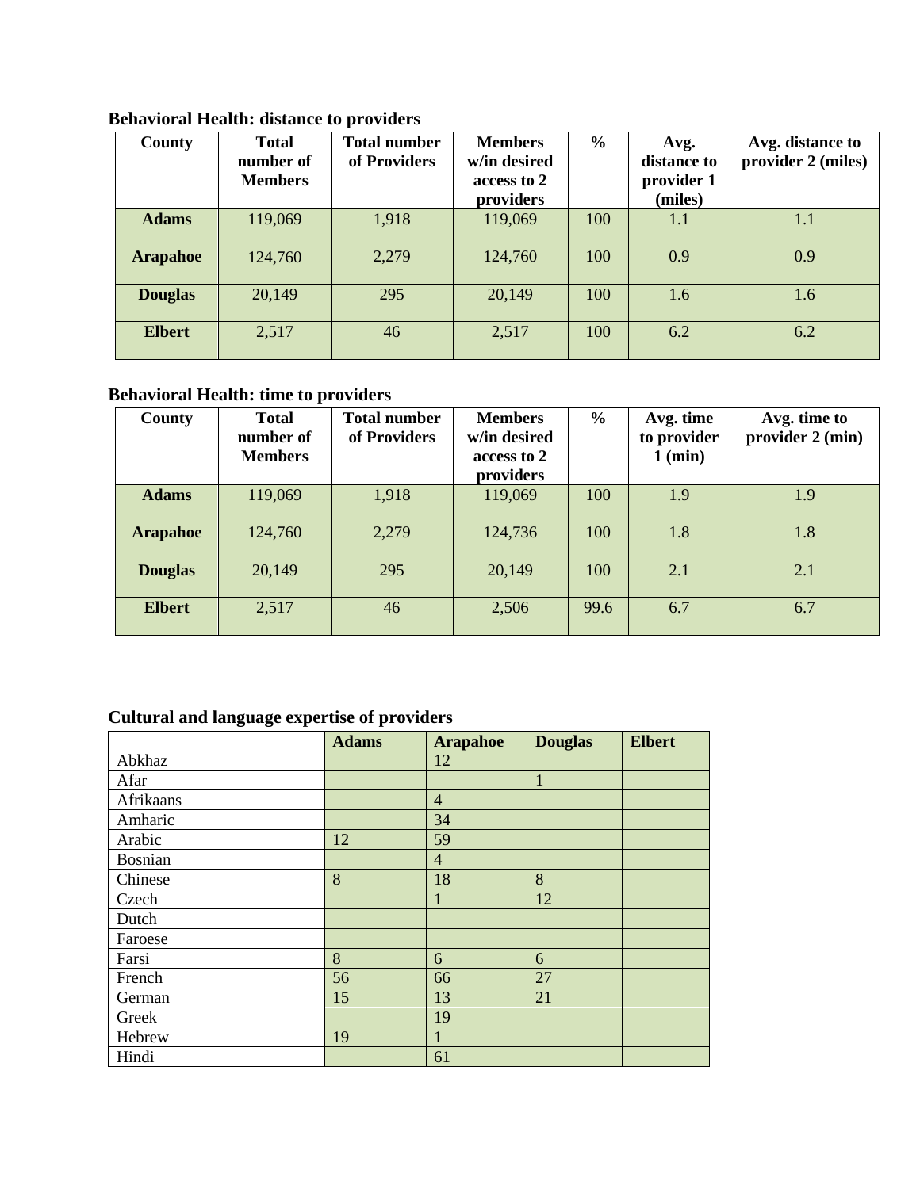**Behavioral Health: distance to providers**

| County | Total number of Members | Total number of Providers | Members w/in desired access to 2 providers | % | Avg. distance to provider 1 (miles) | Avg. distance to provider 2 (miles) |
|---|---|---|---|---|---|---|
| **Adams** | 119,069 | 1,918 | 119,069 | 100 | 1.1 | 1.1 |
| **Arapahoe** | 124,760 | 2,279 | 124,760 | 100 | 0.9 | 0.9 |
| **Douglas** | 20,149 | 295 | 20,149 | 100 | 1.6 | 1.6 |
| **Elbert** | 2,517 | 46 | 2,517 | 100 | 6.2 | 6.2 |

**Behavioral Health: time to providers**

| County | Total number of Members | Total number of Providers | Members w/in desired access to 2 providers | % | Avg. time to provider 1 (min) | Avg. time to provider 2 (min) |
|---|---|---|---|---|---|---|
| **Adams** | 119,069 | 1,918 | 119,069 | 100 | 1.9 | 1.9 |
| **Arapahoe** | 124,760 | 2,279 | 124,736 | 100 | 1.8 | 1.8 |
| **Douglas** | 20,149 | 295 | 20,149 | 100 | 2.1 | 2.1 |
| **Elbert** | 2,517 | 46 | 2,506 | 99.6 | 6.7 | 6.7 |

**Cultural and language expertise of providers**

| | **Adams** | **Arapahoe** | **Douglas** | **Elbert** |
|---|---|---|---|---|
| Abkhaz | | 12 | | |
| Afar | | | 1 | |
| Afrikaans | | 4 | | |
| Amharic | | 34 | | |
| Arabic | 12 | 59 | | |
| Bosnian | | 4 | | |
| Chinese | 8 | 18 | 8 | |
| Czech | | 1 | 12 | |
| Dutch | | | | |
| Faroese | | | | |
| Farsi | 8 | 6 | 6 | |
| French | 56 | 66 | 27 | |
| German | 15 | 13 | 21 | |
| Greek | | 19 | | |
| Hebrew | 19 | 1 | | |
| Hindi | | 61 | | |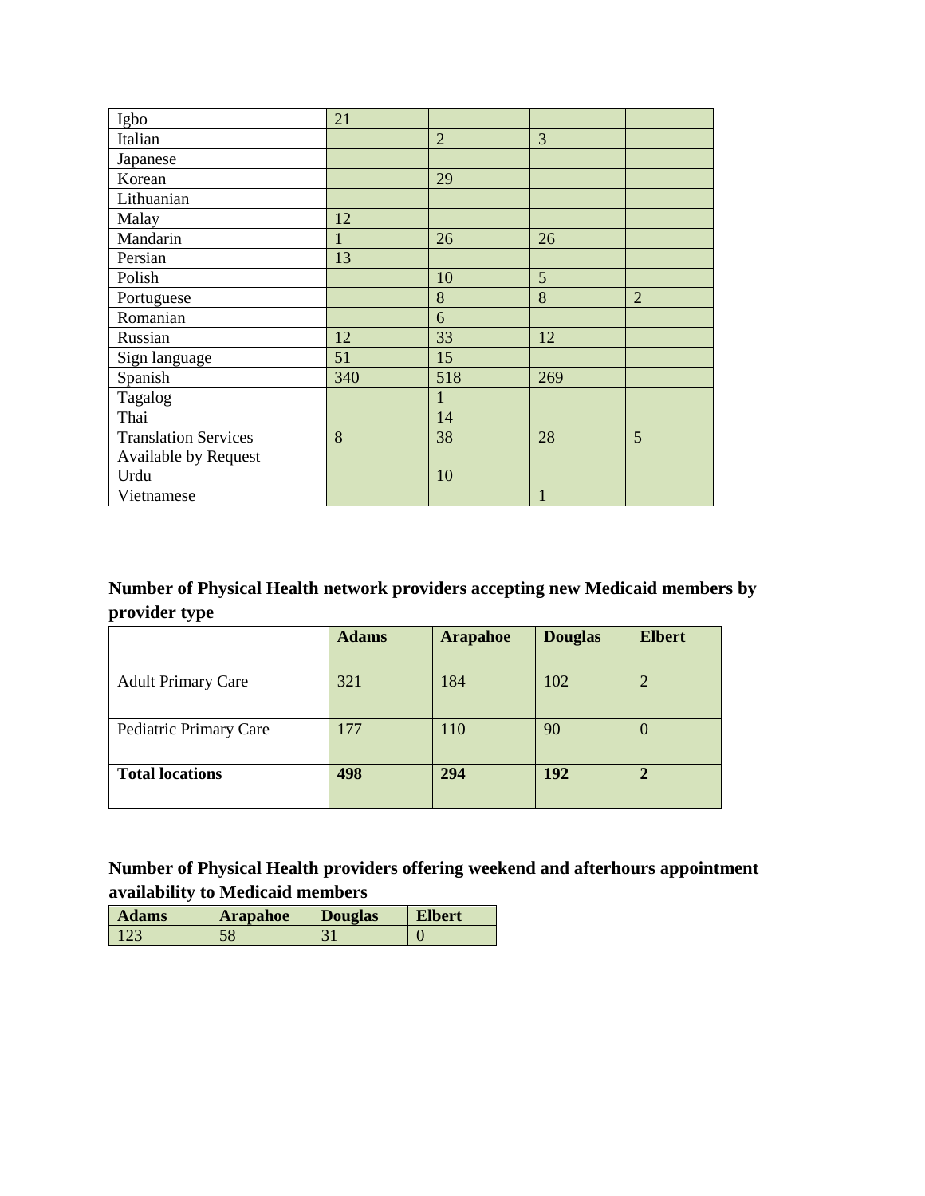| | | | | |
|---|---|---|---|---|
| Igbo | 21 | | | |
| Italian | | 2 | 3 | |
| Japanese | | | | |
| Korean | | 29 | | |
| Lithuanian | | | | |
| Malay | 12 | | | |
| Mandarin | 1 | 26 | 26 | |
| Persian | 13 | | | |
| Polish | | 10 | 5 | |
| Portuguese | | 8 | 8 | 2 |
| Romanian | | 6 | | |
| Russian | 12 | 33 | 12 | |
| Sign language | 51 | 15 | | |
| Spanish | 340 | 518 | 269 | |
| Tagalog | | 1 | | |
| Thai | | 14 | | |
| Translation Services Available by Request | 8 | 38 | 28 | 5 |
| Urdu | | 10 | | |
| Vietnamese | | | 1 | |

**Number of Physical Health network providers accepting new Medicaid members by provider type**

| | **Adams** | **Arapahoe** | **Douglas** | **Elbert** |
|---|---|---|---|---|
| Adult Primary Care | 321 | 184 | 102 | 2 |
| Pediatric Primary Care | 177 | 110 | 90 | 0 |
| **Total locations** | **498** | **294** | **192** | **2** |

**Number of Physical Health providers offering weekend and afterhours appointment availability to Medicaid members**

| **Adams** | **Arapahoe** | **Douglas** | **Elbert** |
|---|---|---|---|
| 123 | 58 | 31 | 0 |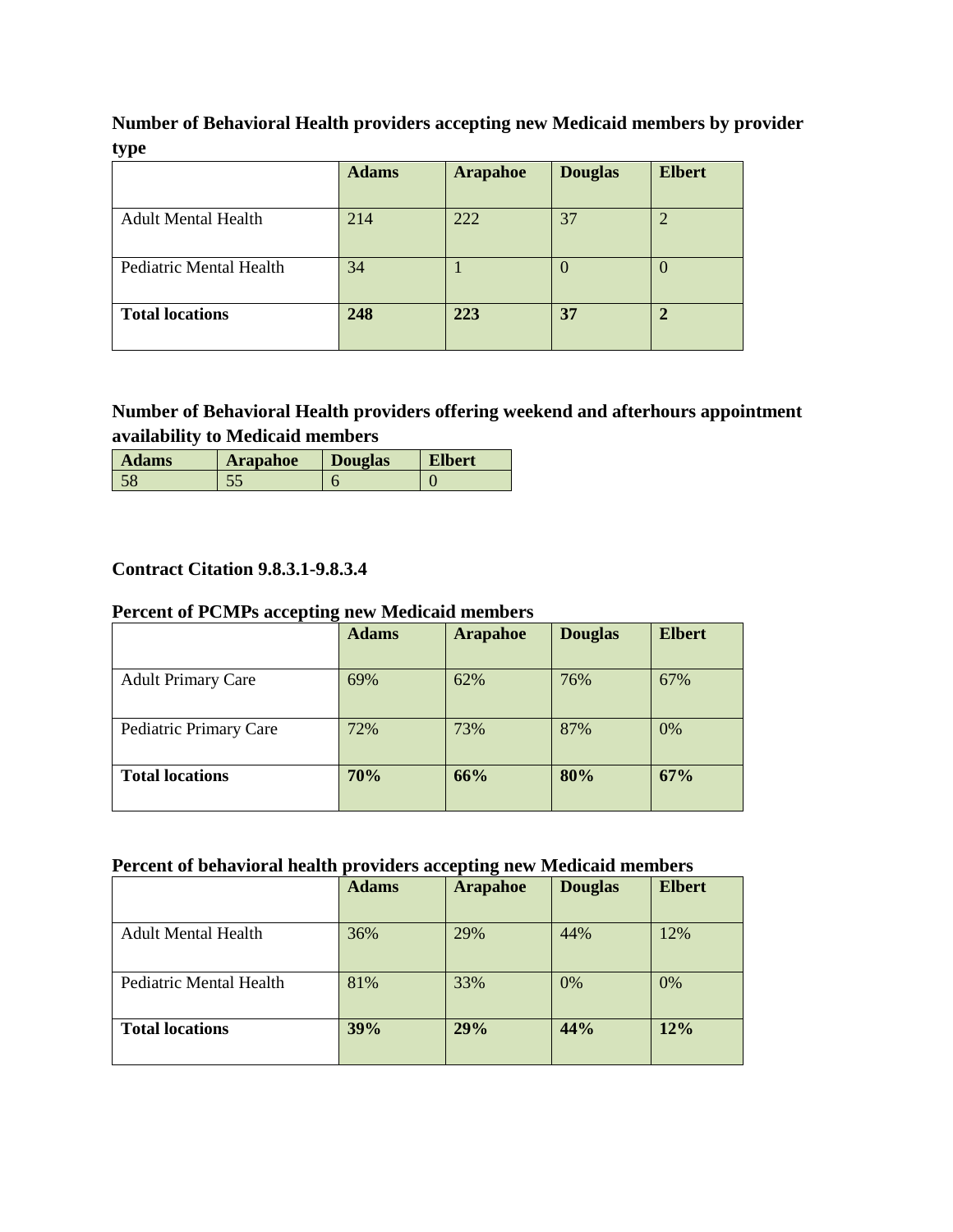**Number of Behavioral Health providers accepting new Medicaid members by provider type**

| | Adams | Arapahoe | Douglas | Elbert |
|---|---|---|---|---|
| Adult Mental Health | 214 | 222 | 37 | 2 |
| Pediatric Mental Health | 34 | 1 | 0 | 0 |
| **Total locations** | **248** | **223** | **37** | **2** |

**Number of Behavioral Health providers offering weekend and afterhours appointment availability to Medicaid members**

| Adams | Arapahoe | Douglas | Elbert |
|---|---|---|---|
| 58 | 55 | 6 | 0 |

**Contract Citation 9.8.3.1-9.8.3.4**

**Percent of PCMPs accepting new Medicaid members**

| | Adams | Arapahoe | Douglas | Elbert |
|---|---|---|---|---|
| Adult Primary Care | 69% | 62% | 76% | 67% |
| Pediatric Primary Care | 72% | 73% | 87% | 0% |
| **Total locations** | **70%** | **66%** | **80%** | **67%** |

**Percent of behavioral health providers accepting new Medicaid members**

| | Adams | Arapahoe | Douglas | Elbert |
|---|---|---|---|---|
| Adult Mental Health | 36% | 29% | 44% | 12% |
| Pediatric Mental Health | 81% | 33% | 0% | 0% |
| **Total locations** | **39%** | **29%** | **44%** | **12%** |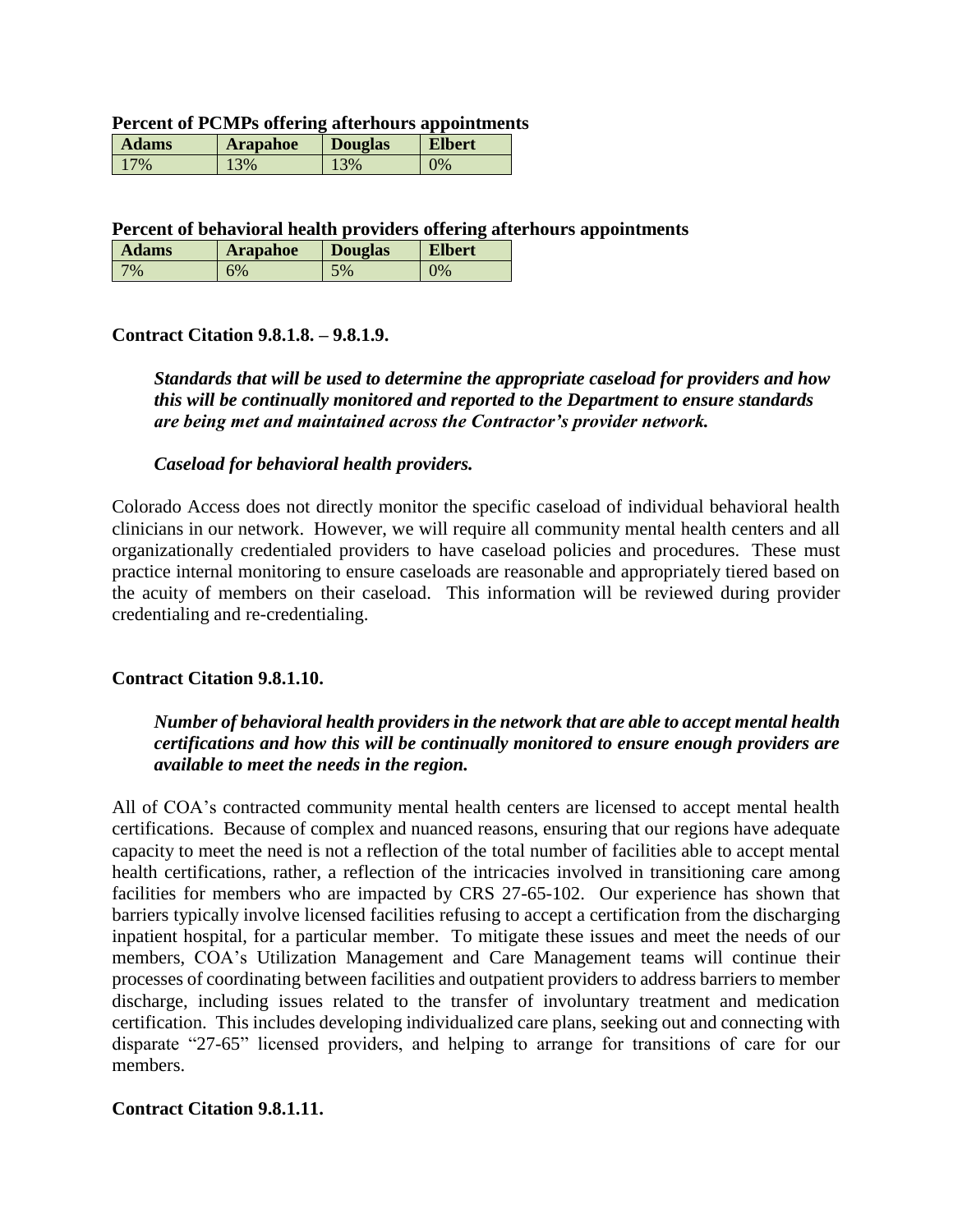**Percent of PCMPs offering afterhours appointments**

| Adams | Arapahoe | Douglas | Elbert |
|---|---|---|---|
| 17% | 13% | 13% | 0% |

**Percent of behavioral health providers offering afterhours appointments**

| Adams | Arapahoe | Douglas | Elbert |
|---|---|---|---|
| 7% | 6% | 5% | 0% |

**Contract Citation 9.8.1.8. – 9.8.1.9.**

***Standards that will be used to determine the appropriate caseload for providers and how this will be continually monitored and reported to the Department to ensure standards are being met and maintained across the Contractor's provider network.***

***Caseload for behavioral health providers.***

Colorado Access does not directly monitor the specific caseload of individual behavioral health clinicians in our network. However, we will require all community mental health centers and all organizationally credentialed providers to have caseload policies and procedures. These must practice internal monitoring to ensure caseloads are reasonable and appropriately tiered based on the acuity of members on their caseload. This information will be reviewed during provider credentialing and re-credentialing.

**Contract Citation 9.8.1.10.**

***Number of behavioral health providers in the network that are able to accept mental health certifications and how this will be continually monitored to ensure enough providers are available to meet the needs in the region.***

All of COA's contracted community mental health centers are licensed to accept mental health certifications. Because of complex and nuanced reasons, ensuring that our regions have adequate capacity to meet the need is not a reflection of the total number of facilities able to accept mental health certifications, rather, a reflection of the intricacies involved in transitioning care among facilities for members who are impacted by CRS 27-65-102. Our experience has shown that barriers typically involve licensed facilities refusing to accept a certification from the discharging inpatient hospital, for a particular member. To mitigate these issues and meet the needs of our members, COA's Utilization Management and Care Management teams will continue their processes of coordinating between facilities and outpatient providers to address barriers to member discharge, including issues related to the transfer of involuntary treatment and medication certification. This includes developing individualized care plans, seeking out and connecting with disparate "27-65" licensed providers, and helping to arrange for transitions of care for our members.

**Contract Citation 9.8.1.11.**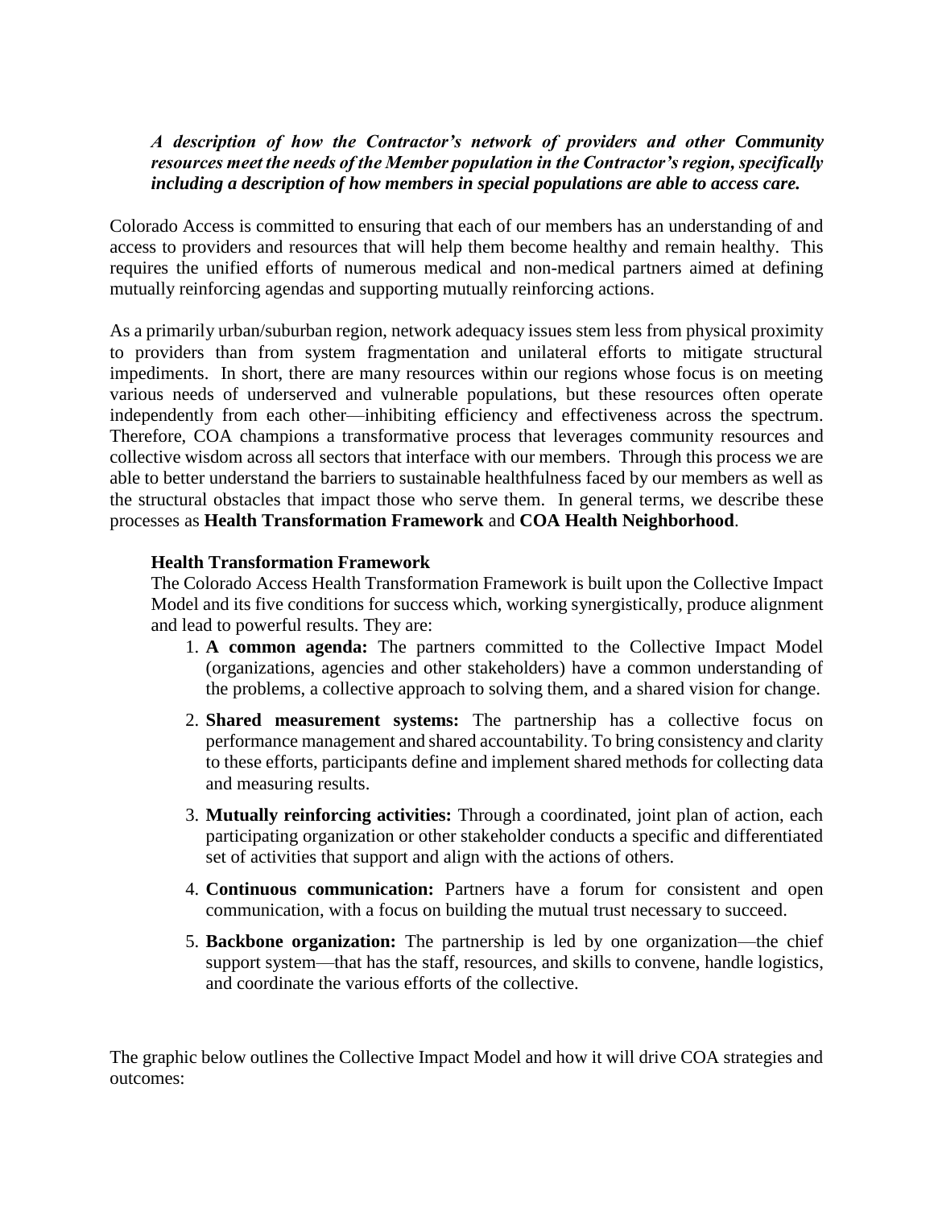***A description of how the Contractor's network of providers and other Community resources meet the needs of the Member population in the Contractor's region, specifically including a description of how members in special populations are able to access care.***

Colorado Access is committed to ensuring that each of our members has an understanding of and access to providers and resources that will help them become healthy and remain healthy. This requires the unified efforts of numerous medical and non-medical partners aimed at defining mutually reinforcing agendas and supporting mutually reinforcing actions.

As a primarily urban/suburban region, network adequacy issues stem less from physical proximity to providers than from system fragmentation and unilateral efforts to mitigate structural impediments. In short, there are many resources within our regions whose focus is on meeting various needs of underserved and vulnerable populations, but these resources often operate independently from each other—inhibiting efficiency and effectiveness across the spectrum. Therefore, COA champions a transformative process that leverages community resources and collective wisdom across all sectors that interface with our members. Through this process we are able to better understand the barriers to sustainable healthfulness faced by our members as well as the structural obstacles that impact those who serve them. In general terms, we describe these processes as **Health Transformation Framework** and **COA Health Neighborhood**.

### Health Transformation Framework

The Colorado Access Health Transformation Framework is built upon the Collective Impact Model and its five conditions for success which, working synergistically, produce alignment and lead to powerful results. They are:

1. **A common agenda:** The partners committed to the Collective Impact Model (organizations, agencies and other stakeholders) have a common understanding of the problems, a collective approach to solving them, and a shared vision for change.
2. **Shared measurement systems:** The partnership has a collective focus on performance management and shared accountability. To bring consistency and clarity to these efforts, participants define and implement shared methods for collecting data and measuring results.
3. **Mutually reinforcing activities:** Through a coordinated, joint plan of action, each participating organization or other stakeholder conducts a specific and differentiated set of activities that support and align with the actions of others.
4. **Continuous communication:** Partners have a forum for consistent and open communication, with a focus on building the mutual trust necessary to succeed.
5. **Backbone organization:** The partnership is led by one organization—the chief support system—that has the staff, resources, and skills to convene, handle logistics, and coordinate the various efforts of the collective.

The graphic below outlines the Collective Impact Model and how it will drive COA strategies and outcomes: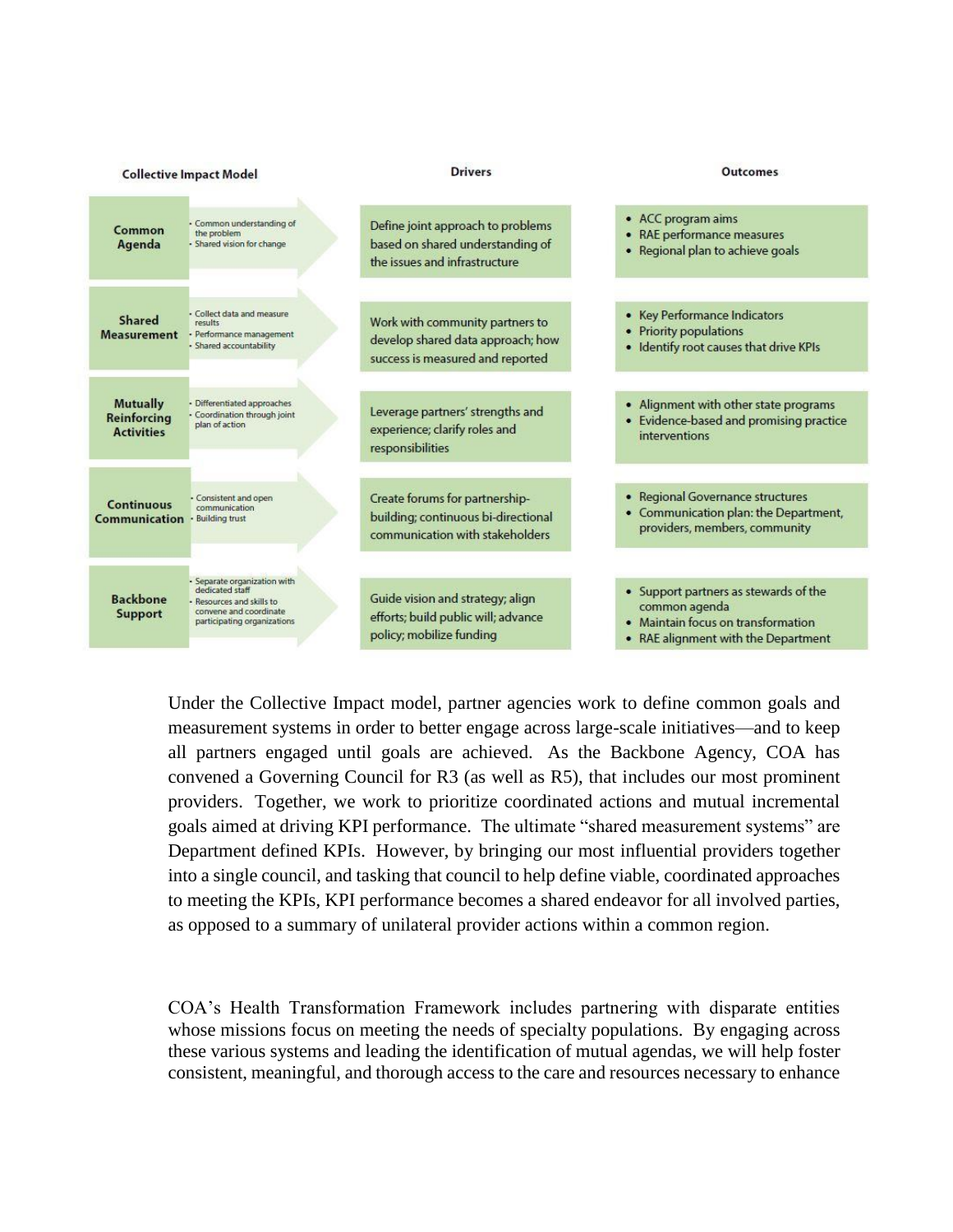| Collective Impact Model | | Drivers | Outcomes |
|---|---|---|---|
| **Common Agenda** | • Common understanding of the problem<br>• Shared vision for change | Define joint approach to problems based on shared understanding of the issues and infrastructure | • ACC program aims<br>• RAE performance measures<br>• Regional plan to achieve goals |
| **Shared Measurement** | • Collect data and measure results<br>• Performance management<br>• Shared accountability | Work with community partners to develop shared data approach; how success is measured and reported | • Key Performance Indicators<br>• Priority populations<br>• Identify root causes that drive KPIs |
| **Mutually Reinforcing Activities** | • Differentiated approaches<br>• Coordination through joint plan of action | Leverage partners' strengths and experience; clarify roles and responsibilities | • Alignment with other state programs<br>• Evidence-based and promising practice interventions |
| **Continuous Communication** | • Consistent and open communication<br>• Building trust | Create forums for partnership-building; continuous bi-directional communication with stakeholders | • Regional Governance structures<br>• Communication plan: the Department, providers, members, community |
| **Backbone Support** | • Separate organization with dedicated staff<br>• Resources and skills to convene and coordinate participating organizations | Guide vision and strategy; align efforts; build public will; advance policy; mobilize funding | • Support partners as stewards of the common agenda<br>• Maintain focus on transformation<br>• RAE alignment with the Department |

Under the Collective Impact model, partner agencies work to define common goals and measurement systems in order to better engage across large-scale initiatives—and to keep all partners engaged until goals are achieved. As the Backbone Agency, COA has convened a Governing Council for R3 (as well as R5), that includes our most prominent providers. Together, we work to prioritize coordinated actions and mutual incremental goals aimed at driving KPI performance. The ultimate "shared measurement systems" are Department defined KPIs. However, by bringing our most influential providers together into a single council, and tasking that council to help define viable, coordinated approaches to meeting the KPIs, KPI performance becomes a shared endeavor for all involved parties, as opposed to a summary of unilateral provider actions within a common region.

COA's Health Transformation Framework includes partnering with disparate entities whose missions focus on meeting the needs of specialty populations. By engaging across these various systems and leading the identification of mutual agendas, we will help foster consistent, meaningful, and thorough access to the care and resources necessary to enhance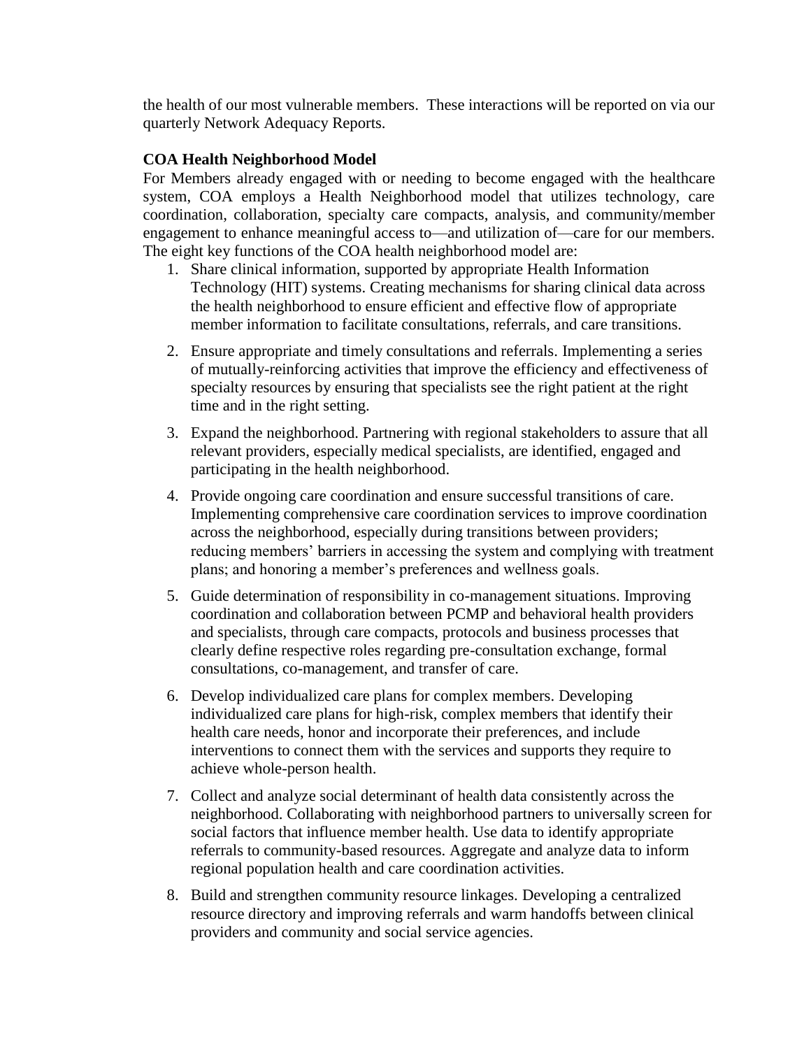the health of our most vulnerable members. These interactions will be reported on via our quarterly Network Adequacy Reports.

**COA Health Neighborhood Model**

For Members already engaged with or needing to become engaged with the healthcare system, COA employs a Health Neighborhood model that utilizes technology, care coordination, collaboration, specialty care compacts, analysis, and community/member engagement to enhance meaningful access to—and utilization of—care for our members. The eight key functions of the COA health neighborhood model are:

1. Share clinical information, supported by appropriate Health Information Technology (HIT) systems. Creating mechanisms for sharing clinical data across the health neighborhood to ensure efficient and effective flow of appropriate member information to facilitate consultations, referrals, and care transitions.

2. Ensure appropriate and timely consultations and referrals. Implementing a series of mutually-reinforcing activities that improve the efficiency and effectiveness of specialty resources by ensuring that specialists see the right patient at the right time and in the right setting.

3. Expand the neighborhood. Partnering with regional stakeholders to assure that all relevant providers, especially medical specialists, are identified, engaged and participating in the health neighborhood.

4. Provide ongoing care coordination and ensure successful transitions of care. Implementing comprehensive care coordination services to improve coordination across the neighborhood, especially during transitions between providers; reducing members' barriers in accessing the system and complying with treatment plans; and honoring a member's preferences and wellness goals.

5. Guide determination of responsibility in co-management situations. Improving coordination and collaboration between PCMP and behavioral health providers and specialists, through care compacts, protocols and business processes that clearly define respective roles regarding pre-consultation exchange, formal consultations, co-management, and transfer of care.

6. Develop individualized care plans for complex members. Developing individualized care plans for high-risk, complex members that identify their health care needs, honor and incorporate their preferences, and include interventions to connect them with the services and supports they require to achieve whole-person health.

7. Collect and analyze social determinant of health data consistently across the neighborhood. Collaborating with neighborhood partners to universally screen for social factors that influence member health. Use data to identify appropriate referrals to community-based resources. Aggregate and analyze data to inform regional population health and care coordination activities.

8. Build and strengthen community resource linkages. Developing a centralized resource directory and improving referrals and warm handoffs between clinical providers and community and social service agencies.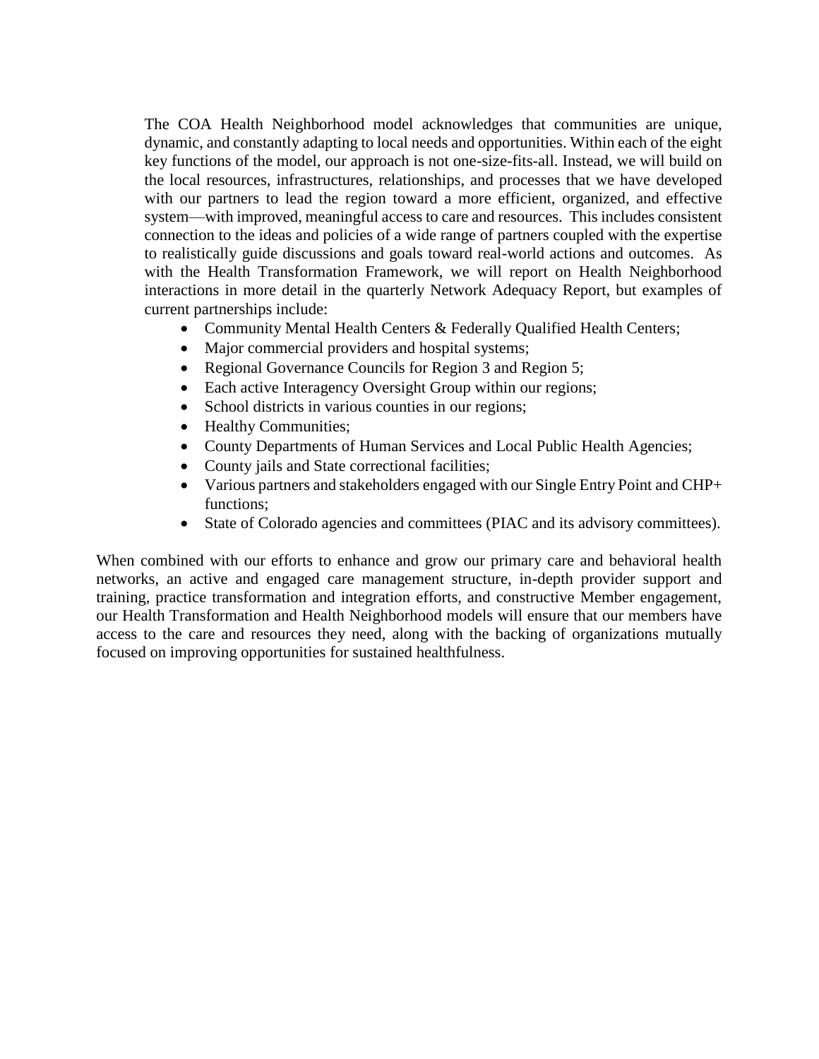The COA Health Neighborhood model acknowledges that communities are unique, dynamic, and constantly adapting to local needs and opportunities. Within each of the eight key functions of the model, our approach is not one-size-fits-all. Instead, we will build on the local resources, infrastructures, relationships, and processes that we have developed with our partners to lead the region toward a more efficient, organized, and effective system—with improved, meaningful access to care and resources. This includes consistent connection to the ideas and policies of a wide range of partners coupled with the expertise to realistically guide discussions and goals toward real-world actions and outcomes. As with the Health Transformation Framework, we will report on Health Neighborhood interactions in more detail in the quarterly Network Adequacy Report, but examples of current partnerships include:

- Community Mental Health Centers & Federally Qualified Health Centers;
- Major commercial providers and hospital systems;
- Regional Governance Councils for Region 3 and Region 5;
- Each active Interagency Oversight Group within our regions;
- School districts in various counties in our regions;
- Healthy Communities;
- County Departments of Human Services and Local Public Health Agencies;
- County jails and State correctional facilities;
- Various partners and stakeholders engaged with our Single Entry Point and CHP+ functions;
- State of Colorado agencies and committees (PIAC and its advisory committees).

When combined with our efforts to enhance and grow our primary care and behavioral health networks, an active and engaged care management structure, in-depth provider support and training, practice transformation and integration efforts, and constructive Member engagement, our Health Transformation and Health Neighborhood models will ensure that our members have access to the care and resources they need, along with the backing of organizations mutually focused on improving opportunities for sustained healthfulness.